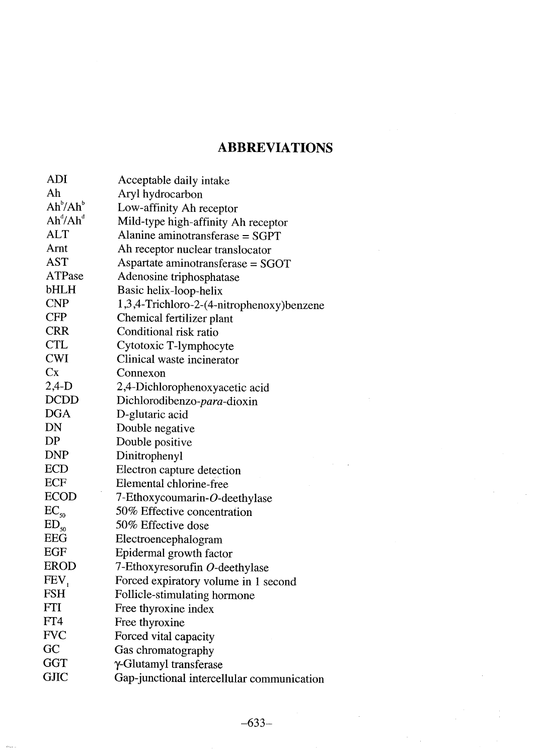# ABBREVIATIONS

| | |
|---|---|
| ADI | Acceptable daily intake |
| Ah | Aryl hydrocarbon |
| $Ah^b/Ah^b$ | Low-affinity Ah receptor |
| $Ah^d/Ah^d$ | Mild-type high-affinity Ah receptor |
| ALT | Alanine aminotransferase = SGPT |
| Arnt | Ah receptor nuclear translocator |
| AST | Aspartate aminotransferase = SGOT |
| ATPase | Adenosine triphosphatase |
| bHLH | Basic helix-loop-helix |
| CNP | 1,3,4-Trichloro-2-(4-nitrophenoxy)benzene |
| CFP | Chemical fertilizer plant |
| CRR | Conditional risk ratio |
| CTL | Cytotoxic T-lymphocyte |
| CWI | Clinical waste incinerator |
| Cx | Connexon |
| 2,4-D | 2,4-Dichlorophenoxyacetic acid |
| DCDD | Dichlorodibenzo-*para*-dioxin |
| DGA | D-glutaric acid |
| DN | Double negative |
| DP | Double positive |
| DNP | Dinitrophenyl |
| ECD | Electron capture detection |
| ECF | Elemental chlorine-free |
| ECOD | 7-Ethoxycoumarin-*O*-deethylase |
| $EC_{50}$ | 50% Effective concentration |
| $ED_{50}$ | 50% Effective dose |
| EEG | Electroencephalogram |
| EGF | Epidermal growth factor |
| EROD | 7-Ethoxyresorufin *O*-deethylase |
| $FEV_1$ | Forced expiratory volume in 1 second |
| FSH | Follicle-stimulating hormone |
| FTI | Free thyroxine index |
| FT4 | Free thyroxine |
| FVC | Forced vital capacity |
| GC | Gas chromatography |
| GGT | γ-Glutamyl transferase |
| GJIC | Gap-junctional intercellular communication |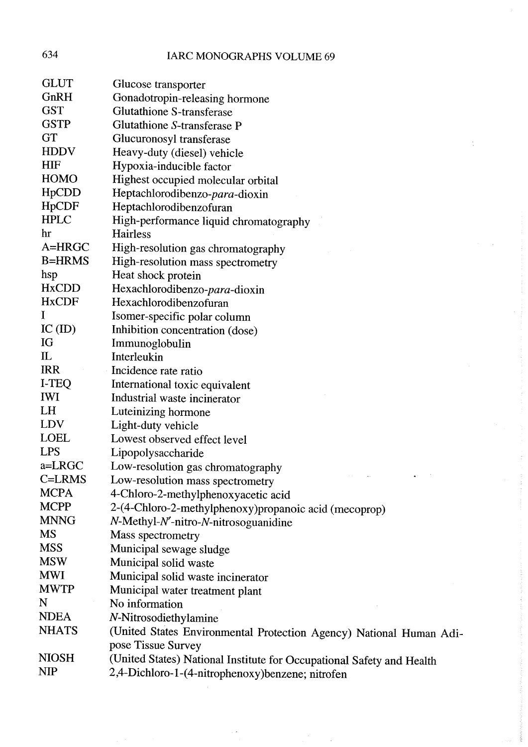| | |
|---|---|
| GLUT | Glucose transporter |
| GnRH | Gonadotropin-releasing hormone |
| GST | Glutathione S-transferase |
| GSTP | Glutathione *S*-transferase P |
| GT | Glucuronosyl transferase |
| HDDV | Heavy-duty (diesel) vehicle |
| HIF | Hypoxia-inducible factor |
| HOMO | Highest occupied molecular orbital |
| HpCDD | Heptachlorodibenzo-*para*-dioxin |
| HpCDF | Heptachlorodibenzofuran |
| HPLC | High-performance liquid chromatography |
| hr | Hairless |
| A=HRGC | High-resolution gas chromatography |
| B=HRMS | High-resolution mass spectrometry |
| hsp | Heat shock protein |
| HxCDD | Hexachlorodibenzo-*para*-dioxin |
| HxCDF | Hexachlorodibenzofuran |
| I | Isomer-specific polar column |
| IC (ID) | Inhibition concentration (dose) |
| IG | Immunoglobulin |
| IL | Interleukin |
| IRR | Incidence rate ratio |
| I-TEQ | International toxic equivalent |
| IWI | Industrial waste incinerator |
| LH | Luteinizing hormone |
| LDV | Light-duty vehicle |
| LOEL | Lowest observed effect level |
| LPS | Lipopolysaccharide |
| a=LRGC | Low-resolution gas chromatography |
| C=LRMS | Low-resolution mass spectrometry |
| MCPA | 4-Chloro-2-methylphenoxyacetic acid |
| MCPP | 2-(4-Chloro-2-methylphenoxy)propanoic acid (mecoprop) |
| MNNG | *N*-Methyl-*N*′-nitro-*N*-nitrosoguanidine |
| MS | Mass spectrometry |
| MSS | Municipal sewage sludge |
| MSW | Municipal solid waste |
| MWI | Municipal solid waste incinerator |
| MWTP | Municipal water treatment plant |
| N | No information |
| NDEA | *N*-Nitrosodiethylamine |
| NHATS | (United States Environmental Protection Agency) National Human Adipose Tissue Survey |
| NIOSH | (United States) National Institute for Occupational Safety and Health |
| NIP | 2,4-Dichloro-1-(4-nitrophenoxy)benzene; nitrofen |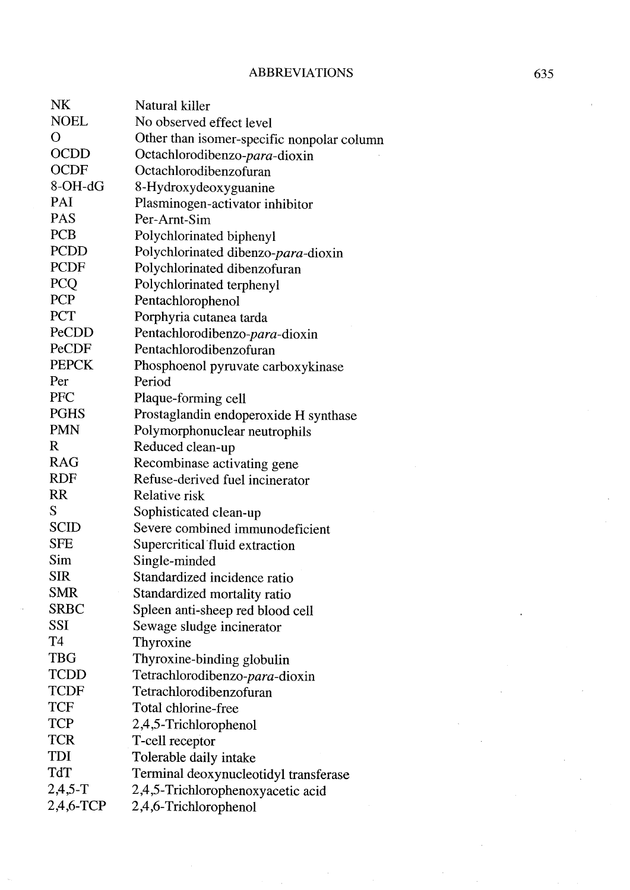| | |
|---|---|
| NK | Natural killer |
| NOEL | No observed effect level |
| O | Other than isomer-specific nonpolar column |
| OCDD | Octachlorodibenzo-*para*-dioxin |
| OCDF | Octachlorodibenzofuran |
| 8-OH-dG | 8-Hydroxydeoxyguanine |
| PAI | Plasminogen-activator inhibitor |
| PAS | Per-Arnt-Sim |
| PCB | Polychlorinated biphenyl |
| PCDD | Polychlorinated dibenzo-*para*-dioxin |
| PCDF | Polychlorinated dibenzofuran |
| PCQ | Polychlorinated terphenyl |
| PCP | Pentachlorophenol |
| PCT | Porphyria cutanea tarda |
| PeCDD | Pentachlorodibenzo-*para*-dioxin |
| PeCDF | Pentachlorodibenzofuran |
| PEPCK | Phosphoenol pyruvate carboxykinase |
| Per | Period |
| PFC | Plaque-forming cell |
| PGHS | Prostaglandin endoperoxide H synthase |
| PMN | Polymorphonuclear neutrophils |
| R | Reduced clean-up |
| RAG | Recombinase activating gene |
| RDF | Refuse-derived fuel incinerator |
| RR | Relative risk |
| S | Sophisticated clean-up |
| SCID | Severe combined immunodeficient |
| SFE | Supercritical fluid extraction |
| Sim | Single-minded |
| SIR | Standardized incidence ratio |
| SMR | Standardized mortality ratio |
| SRBC | Spleen anti-sheep red blood cell |
| SSI | Sewage sludge incinerator |
| T4 | Thyroxine |
| TBG | Thyroxine-binding globulin |
| TCDD | Tetrachlorodibenzo-*para*-dioxin |
| TCDF | Tetrachlorodibenzofuran |
| TCF | Total chlorine-free |
| TCP | 2,4,5-Trichlorophenol |
| TCR | T-cell receptor |
| TDI | Tolerable daily intake |
| TdT | Terminal deoxynucleotidyl transferase |
| 2,4,5-T | 2,4,5-Trichlorophenoxyacetic acid |
| 2,4,6-TCP | 2,4,6-Trichlorophenol |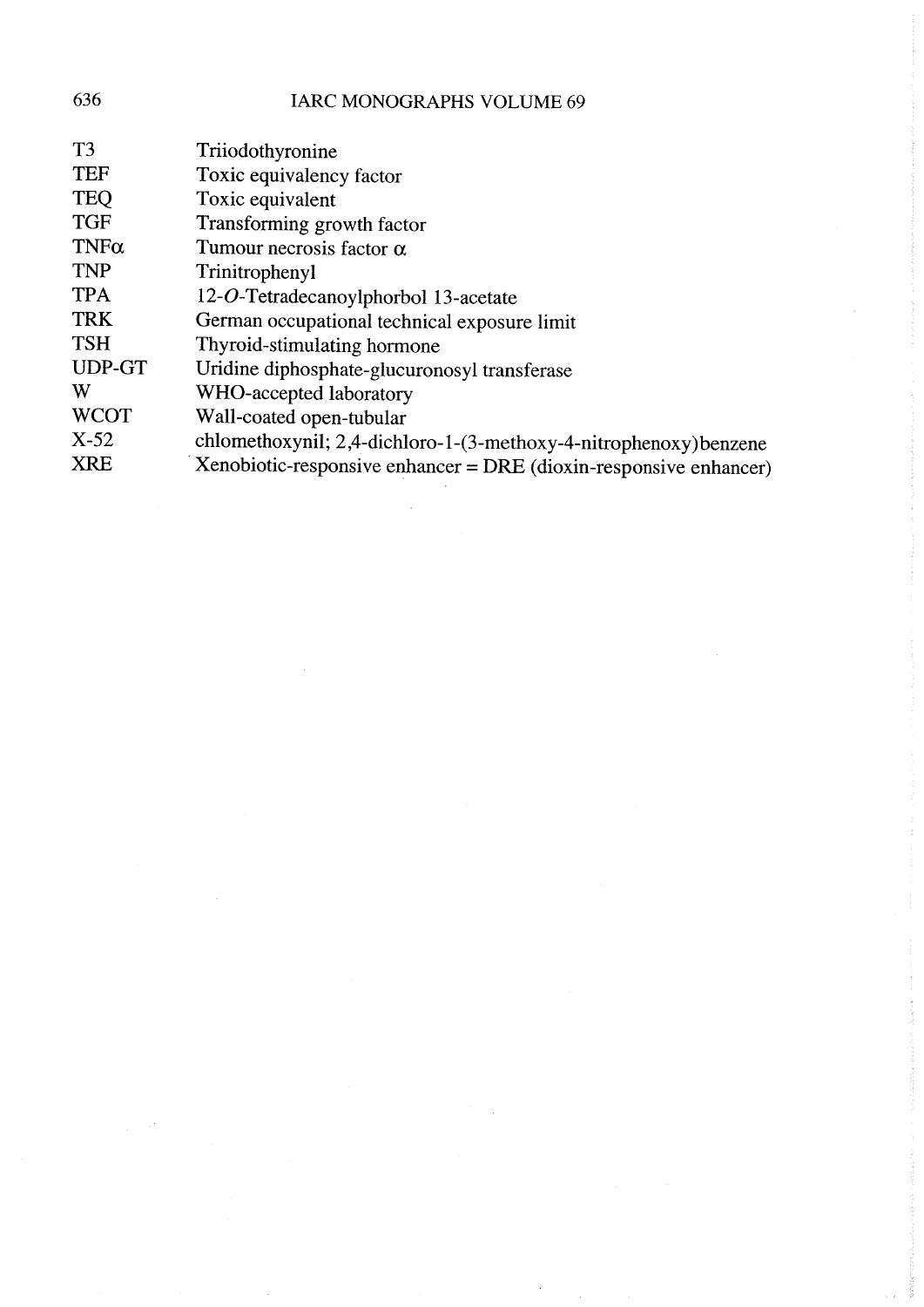| | |
|---|---|
| T3 | Triiodothyronine |
| TEF | Toxic equivalency factor |
| TEQ | Toxic equivalent |
| TGF | Transforming growth factor |
| TNFα | Tumour necrosis factor α |
| TNP | Trinitrophenyl |
| TPA | 12-*O*-Tetradecanoylphorbol 13-acetate |
| TRK | German occupational technical exposure limit |
| TSH | Thyroid-stimulating hormone |
| UDP-GT | Uridine diphosphate-glucuronosyl transferase |
| W | WHO-accepted laboratory |
| WCOT | Wall-coated open-tubular |
| X-52 | chlomethoxynil; 2,4-dichloro-1-(3-methoxy-4-nitrophenoxy)benzene |
| XRE | Xenobiotic-responsive enhancer = DRE (dioxin-responsive enhancer) |